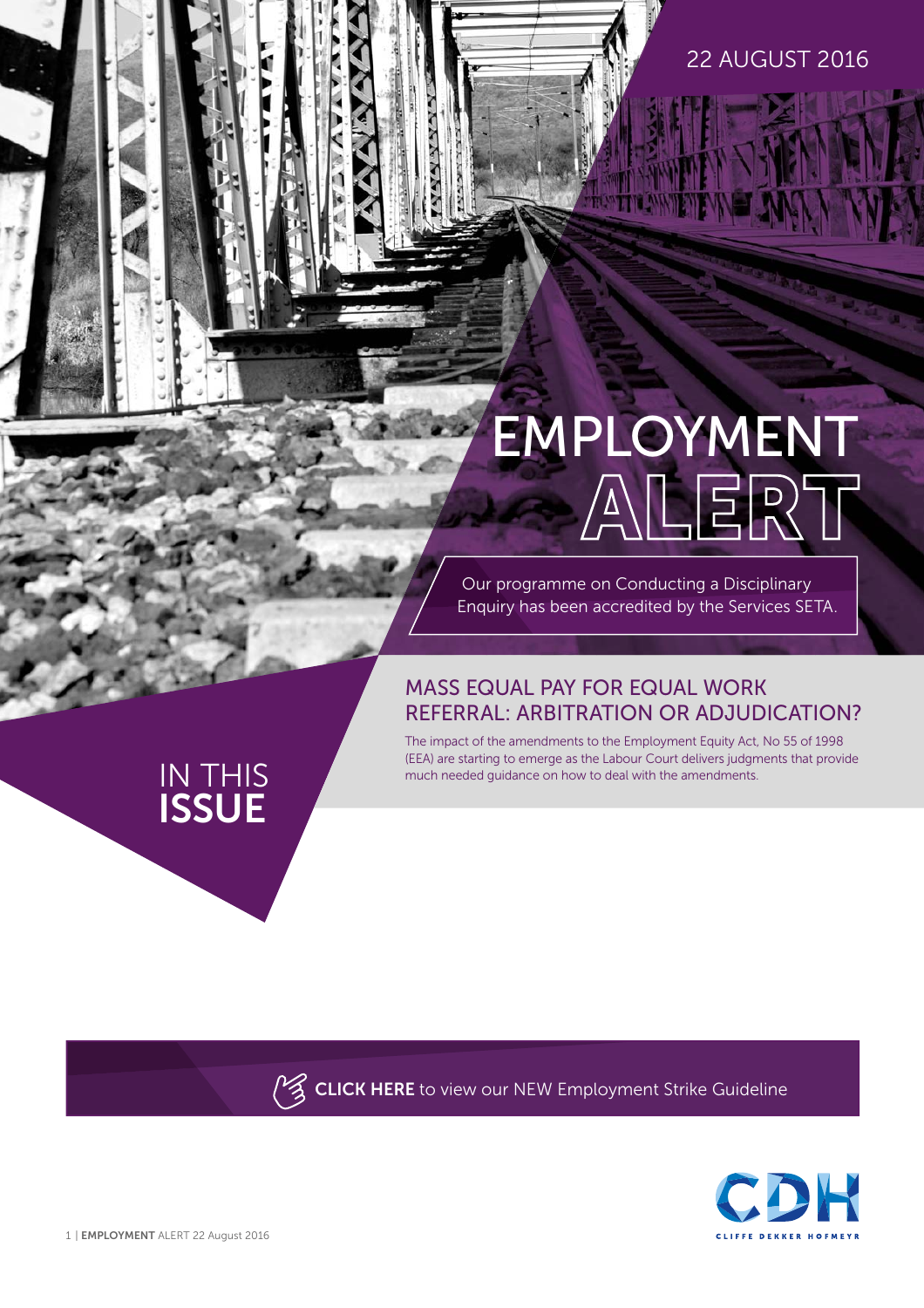22 AUGUST 2016

# EMPLOYMENT ALERT

Our programme on Conducting a Disciplinary Enquiry has been accredited by the Services SETA.

## IN THIS ISSUE

### MASS EQUAL PAY FOR EQUAL WORK REFERRAL: ARBITRATION OR ADJUDICATION?

The impact of the amendments to the Employment Equity Act, No 55 of 1998 (EEA) are starting to emerge as the Labour Court delivers judgments that provide much needed guidance on how to deal with the amendments.

**CLICK HERE** to view our NEW Employment Strike Guideline

CDH
CLIFFE DEKKER HOFMEYR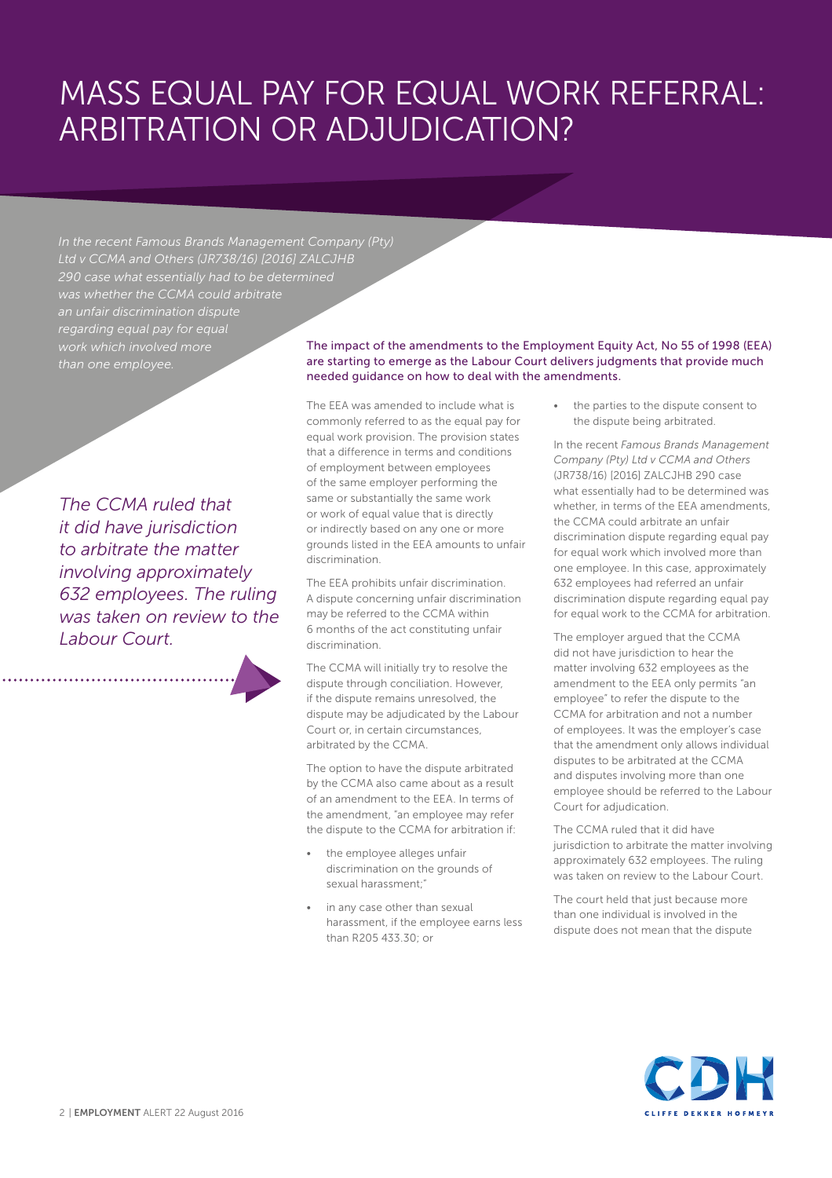# MASS EQUAL PAY FOR EQUAL WORK REFERRAL: ARBITRATION OR ADJUDICATION?

*In the recent Famous Brands Management Company (Pty) Ltd v CCMA and Others (JR738/16) [2016] ZALCJHB 290 case what essentially had to be determined was whether the CCMA could arbitrate an unfair discrimination dispute regarding equal pay for equal work which involved more than one employee.*

*The CCMA ruled that it did have jurisdiction to arbitrate the matter involving approximately 632 employees. The ruling was taken on review to the Labour Court.*

The impact of the amendments to the Employment Equity Act, No 55 of 1998 (EEA) are starting to emerge as the Labour Court delivers judgments that provide much needed guidance on how to deal with the amendments.

The EEA was amended to include what is commonly referred to as the equal pay for equal work provision. The provision states that a difference in terms and conditions of employment between employees of the same employer performing the same or substantially the same work or work of equal value that is directly or indirectly based on any one or more grounds listed in the EEA amounts to unfair discrimination.

The EEA prohibits unfair discrimination. A dispute concerning unfair discrimination may be referred to the CCMA within 6 months of the act constituting unfair discrimination.

The CCMA will initially try to resolve the dispute through conciliation. However, if the dispute remains unresolved, the dispute may be adjudicated by the Labour Court or, in certain circumstances, arbitrated by the CCMA.

The option to have the dispute arbitrated by the CCMA also came about as a result of an amendment to the EEA. In terms of the amendment, "an employee may refer the dispute to the CCMA for arbitration if:

- the employee alleges unfair discrimination on the grounds of sexual harassment;"
- in any case other than sexual harassment, if the employee earns less than R205 433.30; or
- the parties to the dispute consent to the dispute being arbitrated.

In the recent *Famous Brands Management Company (Pty) Ltd v CCMA and Others* (JR738/16) [2016] ZALCJHB 290 case what essentially had to be determined was whether, in terms of the EEA amendments, the CCMA could arbitrate an unfair discrimination dispute regarding equal pay for equal work which involved more than one employee. In this case, approximately 632 employees had referred an unfair discrimination dispute regarding equal pay for equal work to the CCMA for arbitration.

The employer argued that the CCMA did not have jurisdiction to hear the matter involving 632 employees as the amendment to the EEA only permits "an employee" to refer the dispute to the CCMA for arbitration and not a number of employees. It was the employer's case that the amendment only allows individual disputes to be arbitrated at the CCMA and disputes involving more than one employee should be referred to the Labour Court for adjudication.

The CCMA ruled that it did have jurisdiction to arbitrate the matter involving approximately 632 employees. The ruling was taken on review to the Labour Court.

The court held that just because more than one individual is involved in the dispute does not mean that the dispute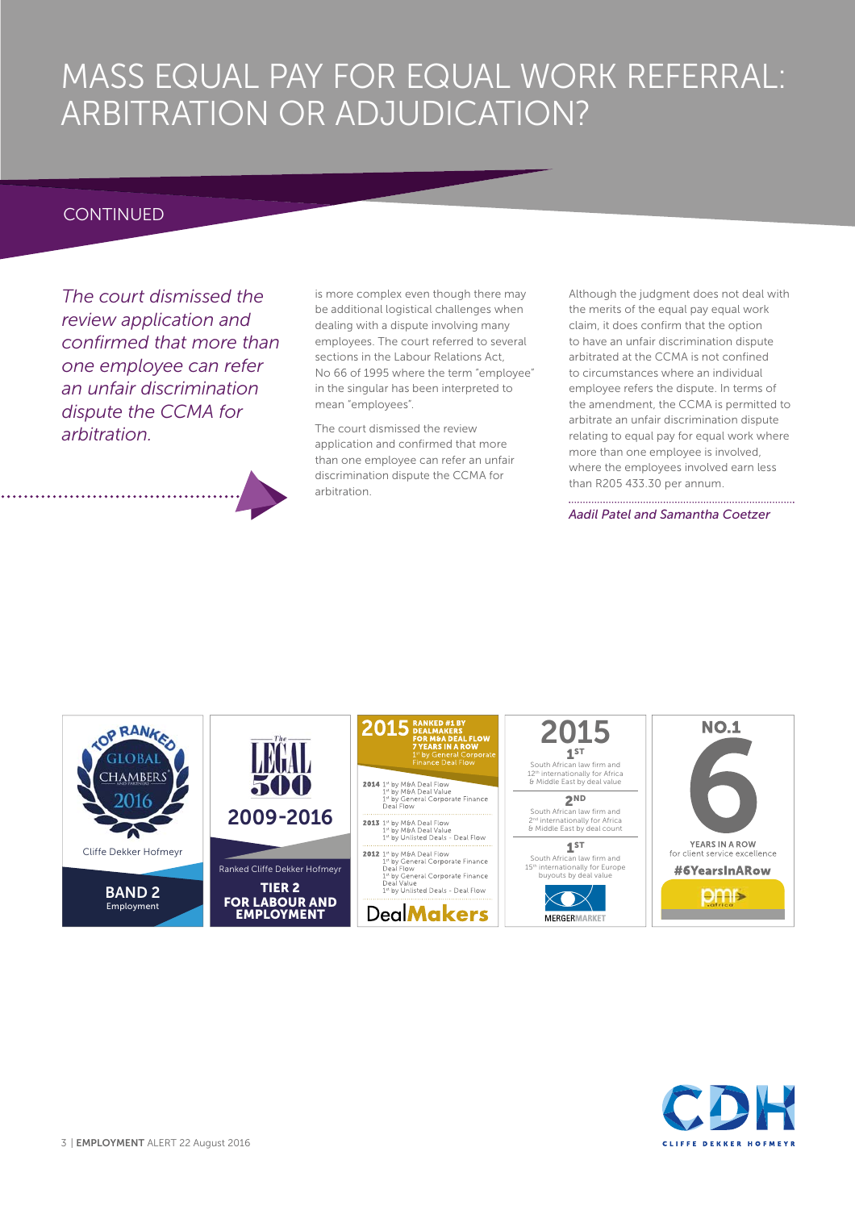# MASS EQUAL PAY FOR EQUAL WORK REFERRAL: ARBITRATION OR ADJUDICATION?

CONTINUED

*The court dismissed the review application and confirmed that more than one employee can refer an unfair discrimination dispute the CCMA for arbitration.*

is more complex even though there may be additional logistical challenges when dealing with a dispute involving many employees. The court referred to several sections in the Labour Relations Act, No 66 of 1995 where the term "employee" in the singular has been interpreted to mean "employees".

The court dismissed the review application and confirmed that more than one employee can refer an unfair discrimination dispute the CCMA for arbitration.

Although the judgment does not deal with the merits of the equal pay equal work claim, it does confirm that the option to have an unfair discrimination dispute arbitrated at the CCMA is not confined to circumstances where an individual employee refers the dispute. In terms of the amendment, the CCMA is permitted to arbitrate an unfair discrimination dispute relating to equal pay for equal work where more than one employee is involved, where the employees involved earn less than R205 433.30 per annum.

*Aadil Patel and Samantha Coetzer*

TOP RANKED GLOBAL CHAMBERS 2016
Cliffe Dekker Hofmeyr
BAND 2
Employment

The LEGAL 500
2009-2016
Ranked Cliffe Dekker Hofmeyr
TIER 2
FOR LABOUR AND EMPLOYMENT

2015 RANKED #1 BY DEALMAKERS FOR M&A DEAL FLOW 7 YEARS IN A ROW
1st by General Corporate Finance Deal Flow

2014 1st by M&A Deal Flow
1st by M&A Deal Value
1st by General Corporate Finance Deal Flow

2013 1st by M&A Deal Flow
1st by M&A Deal Value
1st by Unlisted Deals - Deal Flow

2012 1st by M&A Deal Flow
1st by General Corporate Finance Deal Flow
1st by General Corporate Finance Deal Value
1st by Unlisted Deals - Deal Flow

DealMakers

2015
1ST
South African law firm and 12th internationally for Africa & Middle East by deal value
2ND
South African law firm and 2nd internationally for Africa & Middle East by deal count
1ST
South African law firm and 15th internationally for Europe buyouts by deal value
MERGERMARKET

NO.1
6
YEARS IN A ROW
for client service excellence
#6YearsInARow
pmr africa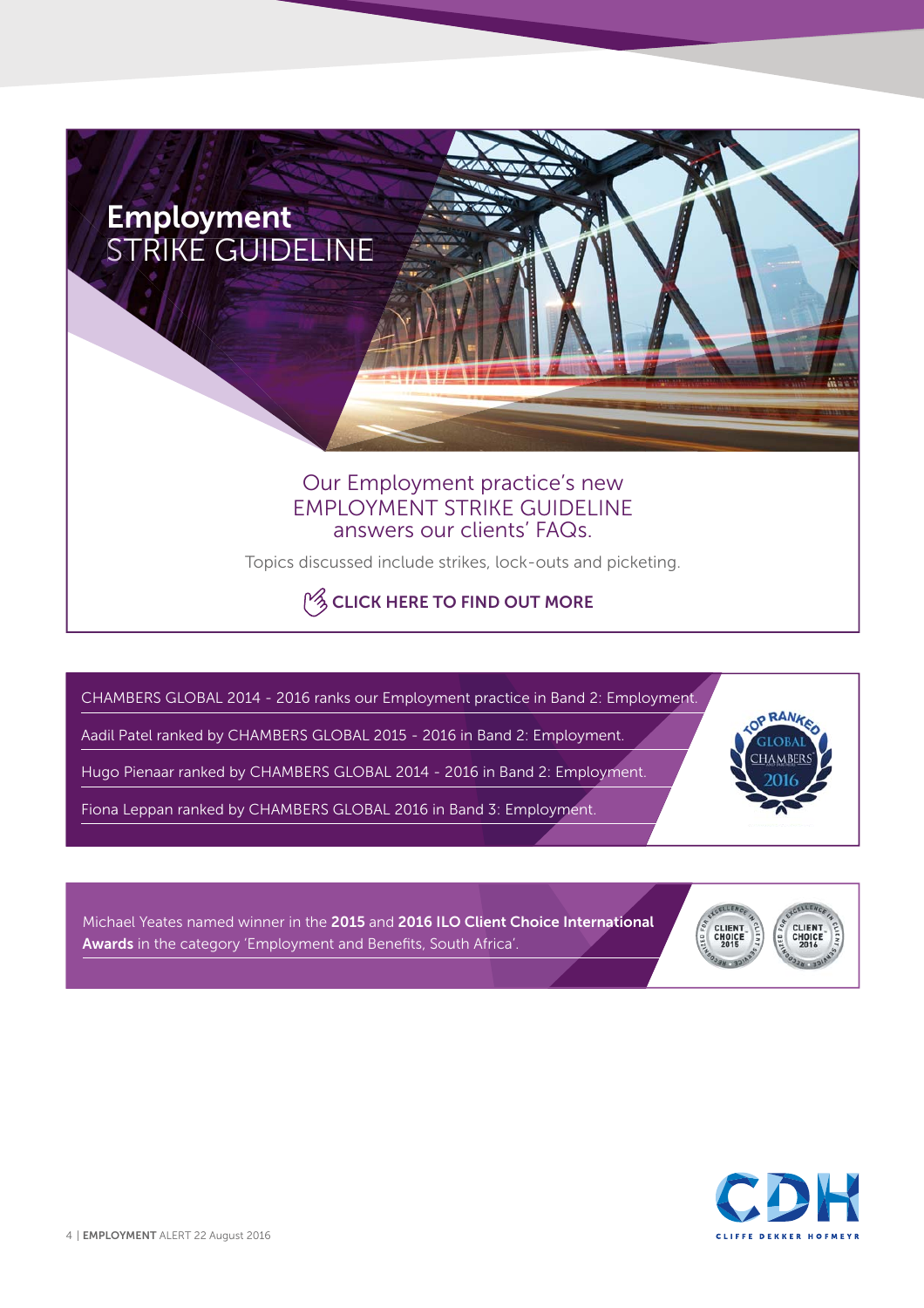# Employment
## STRIKE GUIDELINE

Our Employment practice's new EMPLOYMENT STRIKE GUIDELINE answers our clients' FAQs.

Topics discussed include strikes, lock-outs and picketing.

**CLICK HERE TO FIND OUT MORE**

CHAMBERS GLOBAL 2014 - 2016 ranks our Employment practice in Band 2: Employment.

Aadil Patel ranked by CHAMBERS GLOBAL 2015 - 2016 in Band 2: Employment.

Hugo Pienaar ranked by CHAMBERS GLOBAL 2014 - 2016 in Band 2: Employment.

Fiona Leppan ranked by CHAMBERS GLOBAL 2016 in Band 3: Employment.

Michael Yeates named winner in the **2015** and **2016 ILO Client Choice International Awards** in the category 'Employment and Benefits, South Africa'.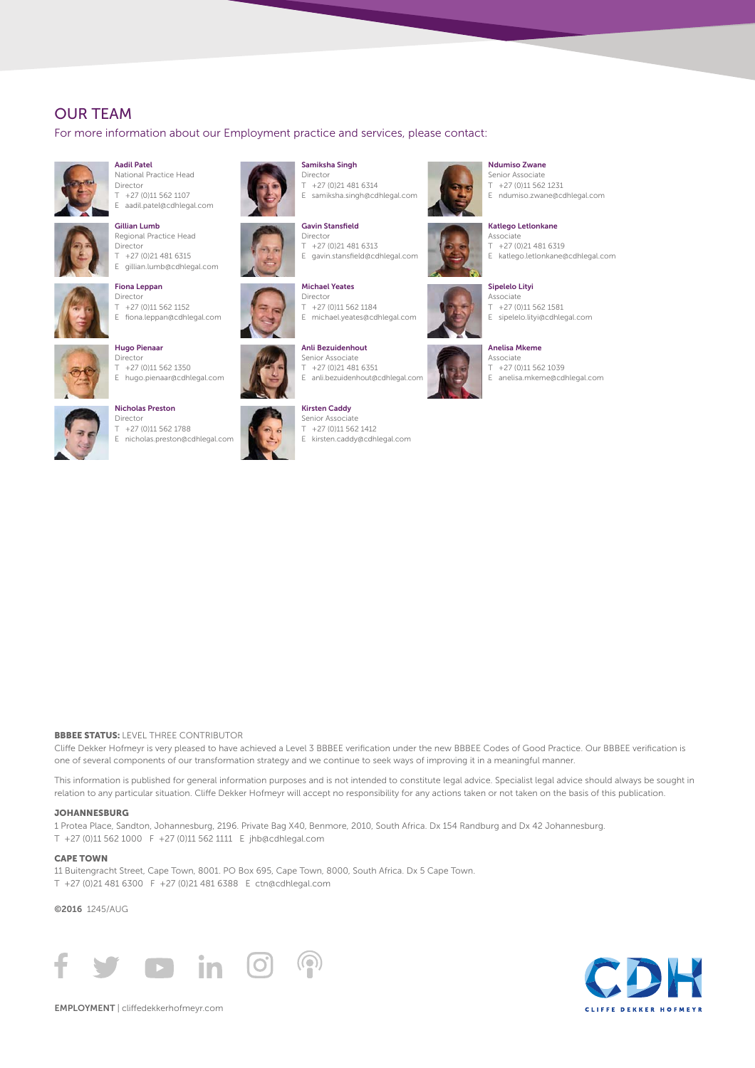## OUR TEAM

For more information about our Employment practice and services, please contact:

**Aadil Patel**
National Practice Head
Director
T +27 (0)11 562 1107
E aadil.patel@cdhlegal.com

**Gillian Lumb**
Regional Practice Head
Director
T +27 (0)21 481 6315
E gillian.lumb@cdhlegal.com

**Fiona Leppan**
Director
T +27 (0)11 562 1152
E fiona.leppan@cdhlegal.com

**Hugo Pienaar**
Director
T +27 (0)11 562 1350
E hugo.pienaar@cdhlegal.com

**Nicholas Preston**
Director
T +27 (0)11 562 1788
E nicholas.preston@cdhlegal.com

**Samiksha Singh**
Director
T +27 (0)21 481 6314
E samiksha.singh@cdhlegal.com

**Gavin Stansfield**
Director
T +27 (0)21 481 6313
E gavin.stansfield@cdhlegal.com

**Michael Yeates**
Director
T +27 (0)11 562 1184
E michael.yeates@cdhlegal.com

**Anli Bezuidenhout**
Senior Associate
T +27 (0)21 481 6351
E anli.bezuidenhout@cdhlegal.com

**Kirsten Caddy**
Senior Associate
T +27 (0)11 562 1412
E kirsten.caddy@cdhlegal.com

**Ndumiso Zwane**
Senior Associate
T +27 (0)11 562 1231
E ndumiso.zwane@cdhlegal.com

**Katlego Letlonkane**
Associate
T +27 (0)21 481 6319
E katlego.letlonkane@cdhlegal.com

**Sipelelo Lityi**
Associate
T +27 (0)11 562 1581
E sipelelo.lityi@cdhlegal.com

**Anelisa Mkeme**
Associate
T +27 (0)11 562 1039
E anelisa.mkeme@cdhlegal.com

**BBBEE STATUS:** LEVEL THREE CONTRIBUTOR

Cliffe Dekker Hofmeyr is very pleased to have achieved a Level 3 BBBEE verification under the new BBBEE Codes of Good Practice. Our BBBEE verification is one of several components of our transformation strategy and we continue to seek ways of improving it in a meaningful manner.

This information is published for general information purposes and is not intended to constitute legal advice. Specialist legal advice should always be sought in relation to any particular situation. Cliffe Dekker Hofmeyr will accept no responsibility for any actions taken or not taken on the basis of this publication.

**JOHANNESBURG**

1 Protea Place, Sandton, Johannesburg, 2196. Private Bag X40, Benmore, 2010, South Africa. Dx 154 Randburg and Dx 42 Johannesburg.
T +27 (0)11 562 1000 F +27 (0)11 562 1111 E jhb@cdhlegal.com

**CAPE TOWN**

11 Buitengracht Street, Cape Town, 8001. PO Box 695, Cape Town, 8000, South Africa. Dx 5 Cape Town.
T +27 (0)21 481 6300 F +27 (0)21 481 6388 E ctn@cdhlegal.com

**©2016** 1245/AUG

**EMPLOYMENT** | cliffedekkerhofmeyr.com